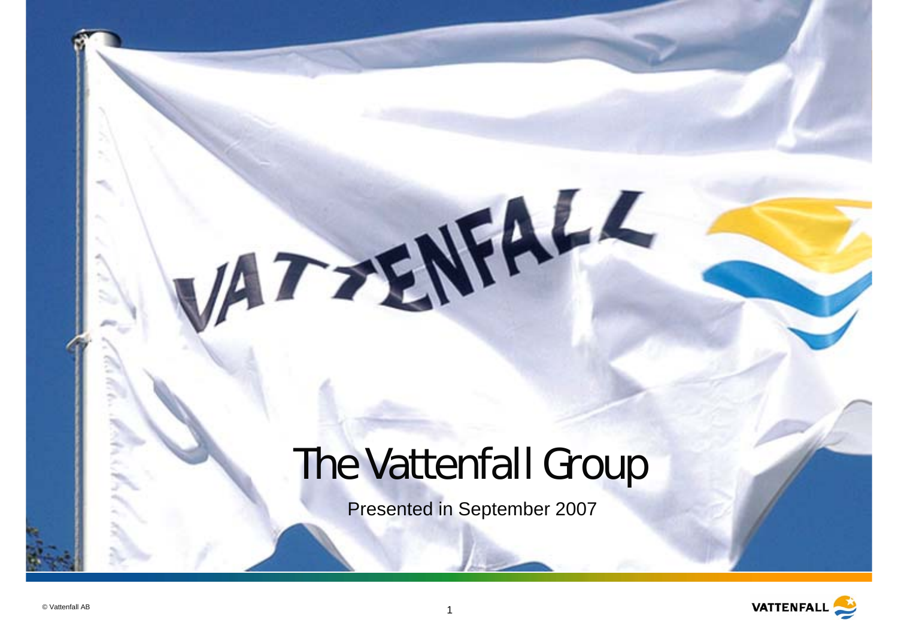# The Vattenfall Group

Presented in September 2007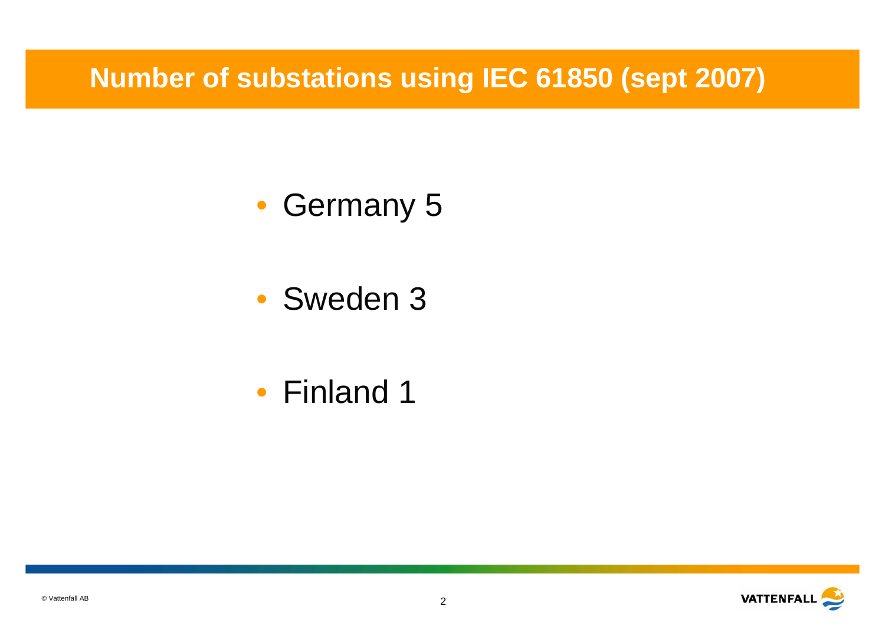# Number of substations using IEC 61850 (sept 2007)

- Germany 5
- Sweden 3
- Finland 1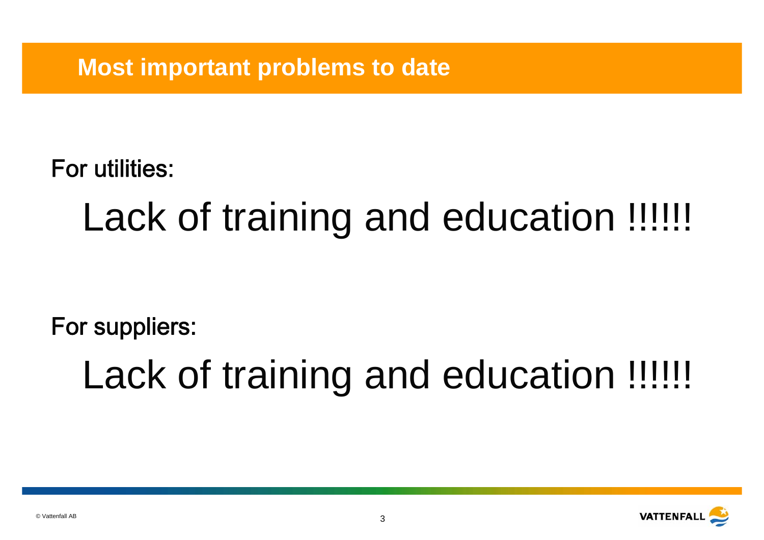# Most important problems to date

For utilities:

Lack of training and education !!!!!!

For suppliers:

Lack of training and education !!!!!!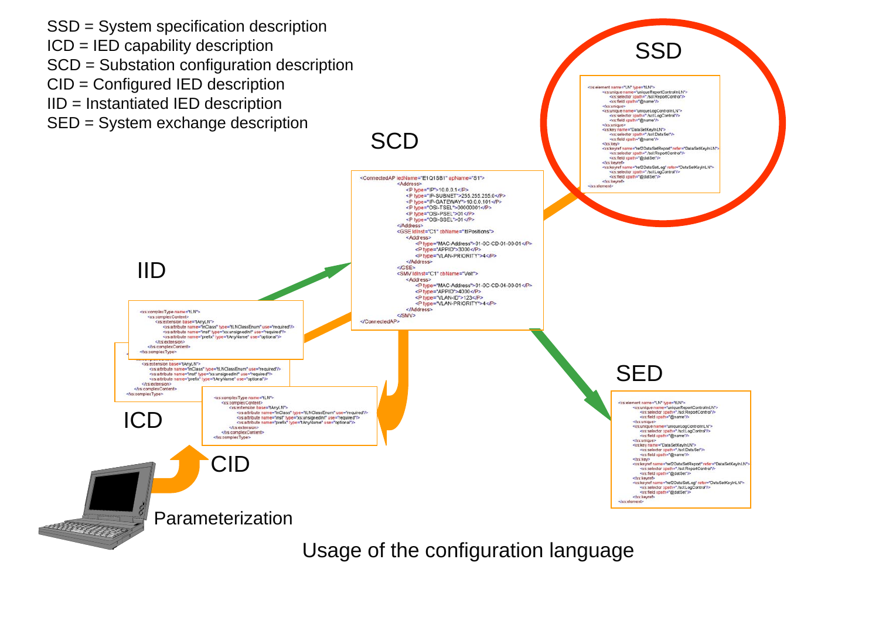SSD = System specification description
ICD = IED capability description
SCD = Substation configuration description
CID = Configured IED description
IID = Instantiated IED description
SED = System exchange description

SSD

```
<xs:element name="LN" type="tLN">
  <xs:unique name="uniqueReportControlInLN">
    <xs:selector xpath="./scl:ReportControl"/>
    <xs:field xpath="@name"/>
  </xs:unique>
  <xs:unique name="uniqueLogControlInLN">
    <xs:selector xpath="./scl:LogControl"/>
    <xs:field xpath="@name"/>
  </xs:unique>
  <xs:key name="DataSetKeyInLN">
    <xs:selector xpath="./scl:DataSet"/>
    <xs:field xpath="@name"/>
  </xs:key>
  <xs:keyref name="ref2DataSetReport" refer="DataSetKeyInLN">
    <xs:selector xpath="./scl:ReportControl"/>
    <xs:field xpath="@datSet"/>
  </xs:keyref>
  <xs:keyref name="ref2DataSetLog" refer="DataSetKeyInLN">
    <xs:selector xpath="./scl:LogControl"/>
    <xs:field xpath="@datSet"/>
  </xs:keyref>
</xs:element>
```

SCD

```
<ConnectedAP iedName="E1Q1SB1" apName="S1">
  <Address>
    <P type="IP">10.0.0.1</P>
    <P type="IP-SUBNET">255.255.255.0</P>
    <P type="IP-GATEWAY">10.0.0.101</P>
    <P type="OSI-TSEL">00000001</P>
    <P type="OSI-PSEL">01</P>
    <P type="OSI-SSEL">01</P>
  </Address>
  <GSE ldInst="C1" cbName="ItlPositions">
    <Address>
      <P type="MAC-Address">01-0C-CD-01-00-01</P>
      <P type="APPID">3000</P>
      <P type="VLAN-PRIORITY">4</P>
    </Address>
  </GSE>
  <SMV ldInst="C1" cbName="Volt">
    <Address>
      <P type="MAC-Address">01-0C-CD-04-00-01</P>
      <P type="APPID">4000</P>
      <P type="VLAN-ID">123</P>
      <P type="VLAN-PRIORITY">4</P>
    </Address>
  </SMV>
</ConnectedAP>
```

IID

```
<xs:complexType name="tLN">
  <xs:complexContent>
    <xs:extension base="tAnyLN">
      <xs:attribute name="lnClass" type="tLNClassEnum" use="required"/>
      <xs:attribute name="inst" type="xs:unsignedInt" use="required"/>
      <xs:attribute name="prefix" type="tAnyName" use="optional"/>
    </xs:extension>
  </xs:complexContent>
</xs:complexType>
```

ICD

```
    <xs:extension base="tAnyLN">
      <xs:attribute name="lnClass" type="tLNClassEnum" use="required"/>
      <xs:attribute name="inst" type="xs:unsignedInt" use="required"/>
      <xs:attribute name="prefix" type="tAnyName" use="optional"/>
    </xs:extension>
  </xs:complexContent>
</xs:complexType>
```

CID

```
<xs:complexType name="tLN">
  <xs:complexContent>
    <xs:extension base="tAnyLN">
      <xs:attribute name="lnClass" type="tLNClassEnum" use="required"/>
      <xs:attribute name="inst" type="xs:unsignedInt" use="required"/>
      <xs:attribute name="prefix" type="tAnyName" use="optional"/>
    </xs:extension>
  </xs:complexContent>
</xs:complexType>
```

Parameterization

SED

```
<xs:element name="LN" type="tLN">
  <xs:unique name="uniqueReportControlInLN">
    <xs:selector xpath="./scl:ReportControl"/>
    <xs:field xpath="@name"/>
  </xs:unique>
  <xs:unique name="uniqueLogControlInLN">
    <xs:selector xpath="./scl:LogControl"/>
    <xs:field xpath="@name"/>
  </xs:unique>
  <xs:key name="DataSetKeyInLN">
    <xs:selector xpath="./scl:DataSet"/>
    <xs:field xpath="@name"/>
  </xs:key>
  <xs:keyref name="ref2DataSetReport" refer="DataSetKeyInLN">
    <xs:selector xpath="./scl:ReportControl"/>
    <xs:field xpath="@datSet"/>
  </xs:keyref>
  <xs:keyref name="ref2DataSetLog" refer="DataSetKeyInLN">
    <xs:selector xpath="./scl:LogControl"/>
    <xs:field xpath="@datSet"/>
  </xs:keyref>
</xs:element>
```

Usage of the configuration language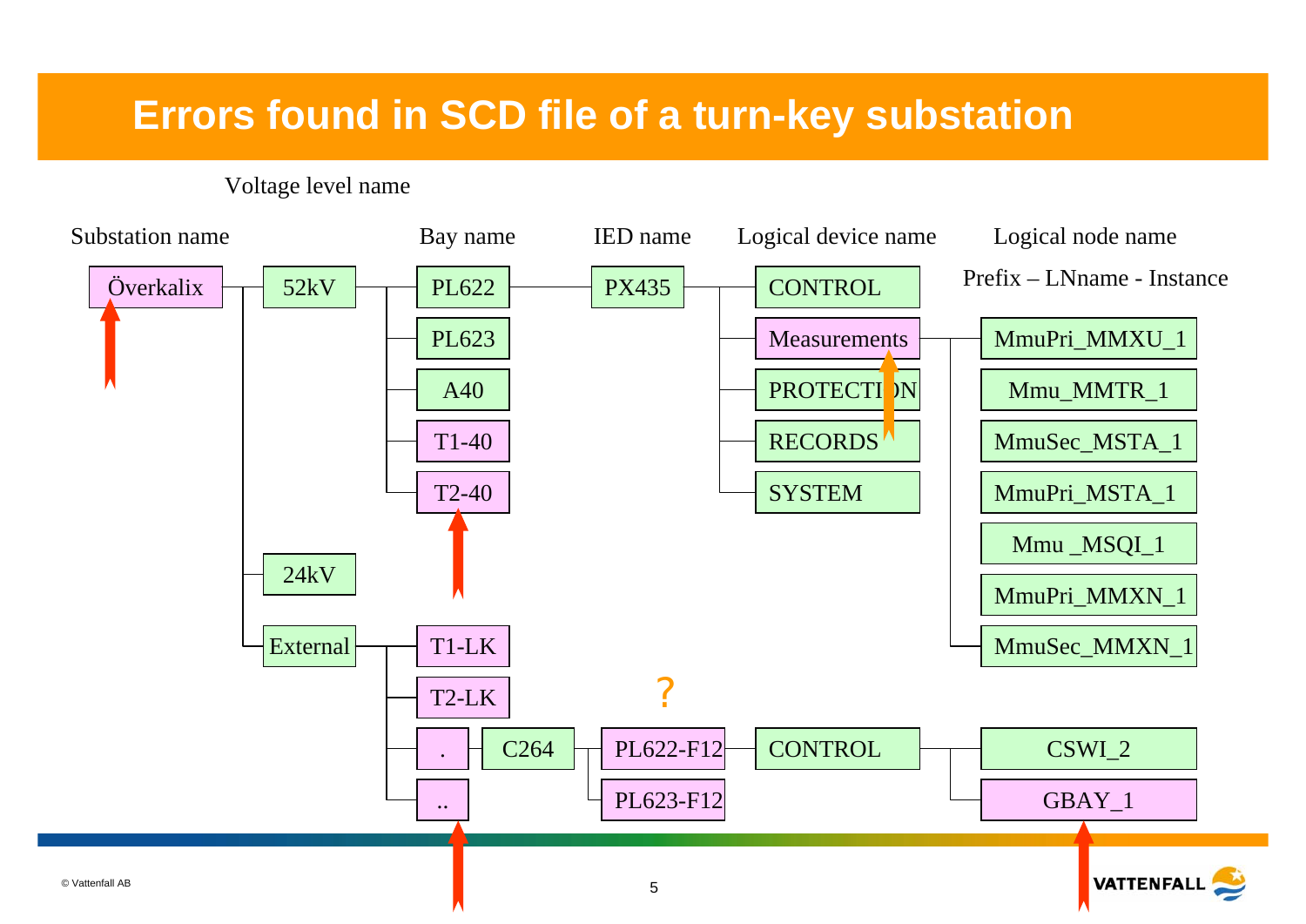# Errors found in SCD file of a turn-key substation

Voltage level name

Substation name

Bay name

IED name

Logical device name

Logical node name

Prefix – LNname - Instance

Överkalix

52kV

PL622

PL623

A40

T1-40

T2-40

PX435

CONTROL

Measurements

PROTECTION

RECORDS

SYSTEM

MmuPri_MMXU_1

Mmu_MMTR_1

MmuSec_MSTA_1

MmuPri_MSTA_1

Mmu _MSQI_1

MmuPri_MMXN_1

MmuSec_MMXN_1

24kV

External

T1-LK

T2-LK

.

..

C264

?

PL622-F12

PL623-F12

CONTROL

CSWI_2

GBAY_1

© Vattenfall AB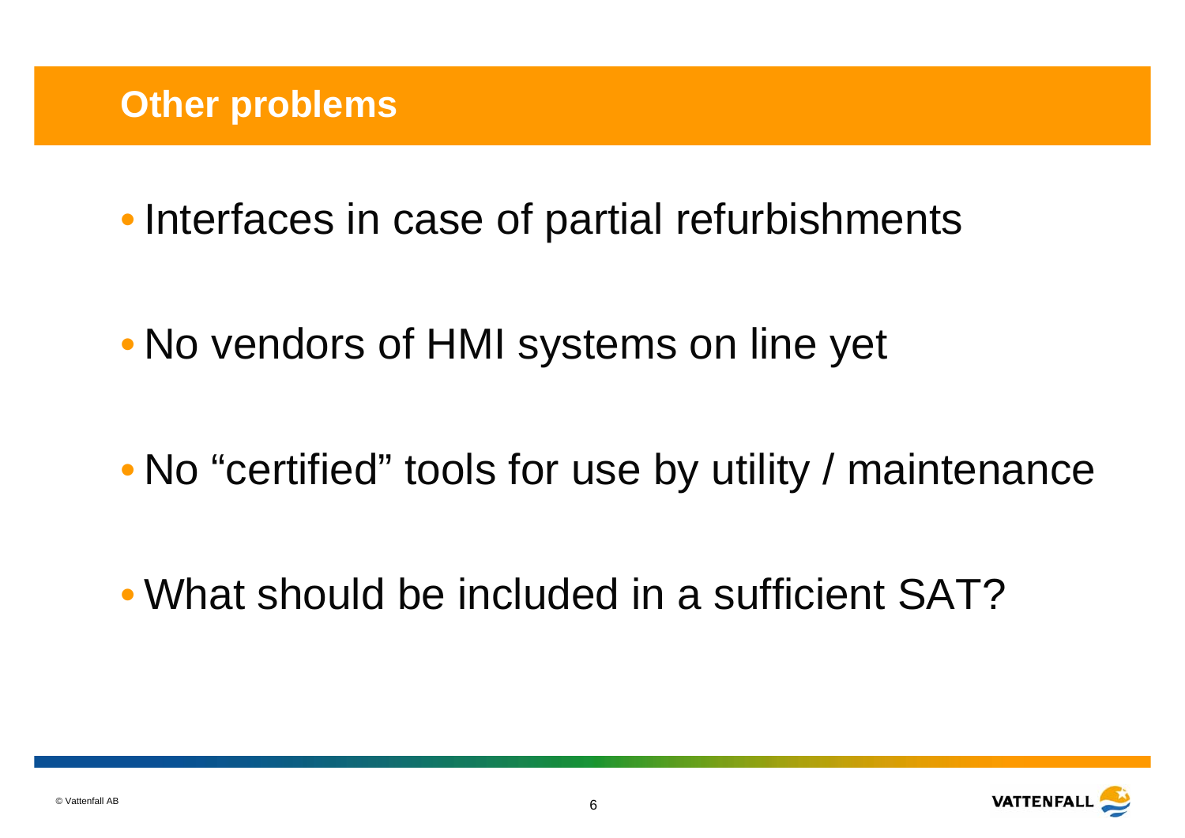## Other problems

- Interfaces in case of partial refurbishments
- No vendors of HMI systems on line yet
- No "certified" tools for use by utility / maintenance
- What should be included in a sufficient SAT?